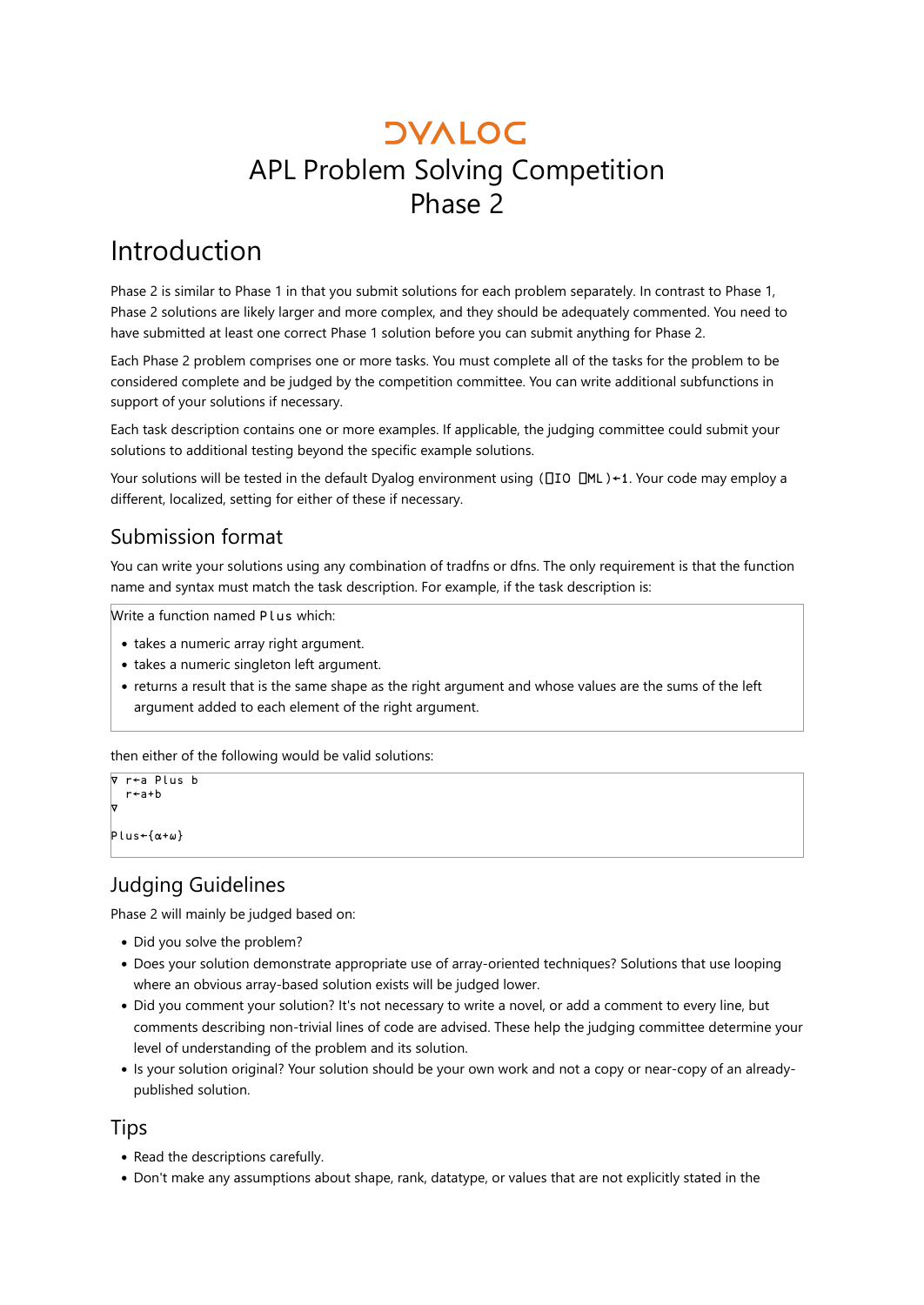# DYALOG

# APL Problem Solving Competition Phase 2

## Introduction

Phase 2 is similar to Phase 1 in that you submit solutions for each problem separately. In contrast to Phase 1, Phase 2 solutions are likely larger and more complex, and they should be adequately commented. You need to have submitted at least one correct Phase 1 solution before you can submit anything for Phase 2.

Each Phase 2 problem comprises one or more tasks. You must complete all of the tasks for the problem to be considered complete and be judged by the competition committee. You can write additional subfunctions in support of your solutions if necessary.

Each task description contains one or more examples. If applicable, the judging committee could submit your solutions to additional testing beyond the specific example solutions.

Your solutions will be tested in the default Dyalog environment using `(⎕IO ⎕ML)←1`. Your code may employ a different, localized, setting for either of these if necessary.

### Submission format

You can write your solutions using any combination of tradfns or dfns. The only requirement is that the function name and syntax must match the task description. For example, if the task description is:

> Write a function named `Plus` which:
>
> - takes a numeric array right argument.
> - takes a numeric singleton left argument.
> - returns a result that is the same shape as the right argument and whose values are the sums of the left argument added to each element of the right argument.

then either of the following would be valid solutions:

```
∇ r←a Plus b
  r←a+b
∇

Plus←{⍺+⍵}
```

## Judging Guidelines

Phase 2 will mainly be judged based on:

- Did you solve the problem?
- Does your solution demonstrate appropriate use of array-oriented techniques? Solutions that use looping where an obvious array-based solution exists will be judged lower.
- Did you comment your solution? It's not necessary to write a novel, or add a comment to every line, but comments describing non-trivial lines of code are advised. These help the judging committee determine your level of understanding of the problem and its solution.
- Is your solution original? Your solution should be your own work and not a copy or near-copy of an already-published solution.

## Tips

- Read the descriptions carefully.
- Don't make any assumptions about shape, rank, datatype, or values that are not explicitly stated in the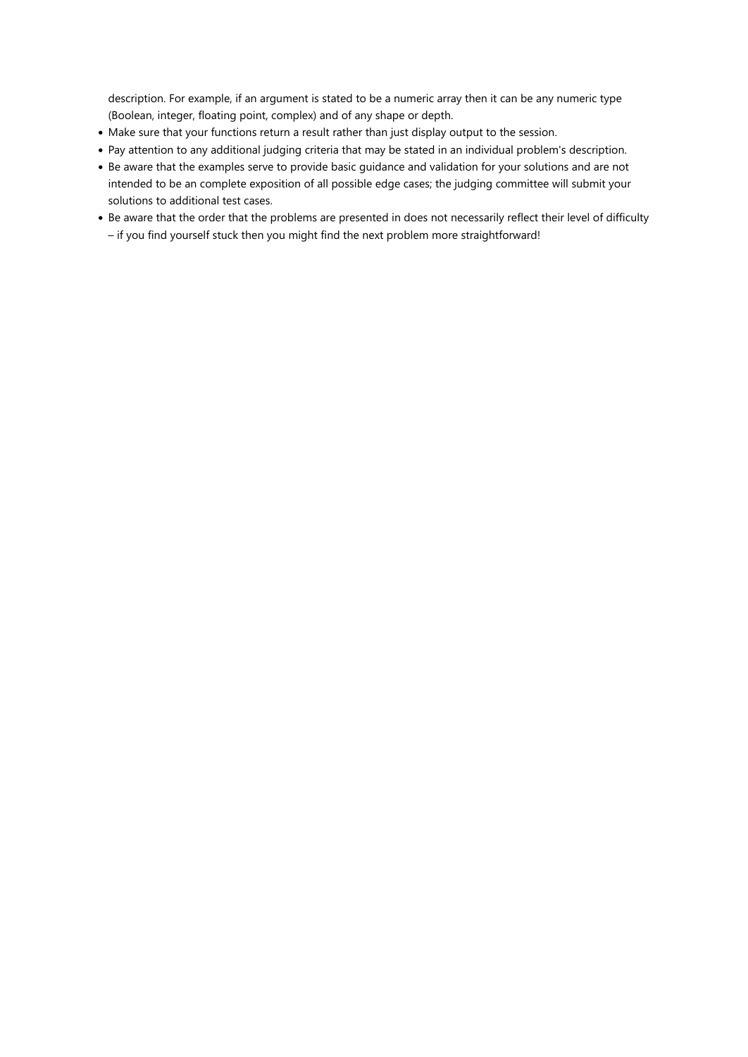description. For example, if an argument is stated to be a numeric array then it can be any numeric type (Boolean, integer, floating point, complex) and of any shape or depth.

- Make sure that your functions return a result rather than just display output to the session.
- Pay attention to any additional judging criteria that may be stated in an individual problem's description.
- Be aware that the examples serve to provide basic guidance and validation for your solutions and are not intended to be an complete exposition of all possible edge cases; the judging committee will submit your solutions to additional test cases.
- Be aware that the order that the problems are presented in does not necessarily reflect their level of difficulty – if you find yourself stuck then you might find the next problem more straightforward!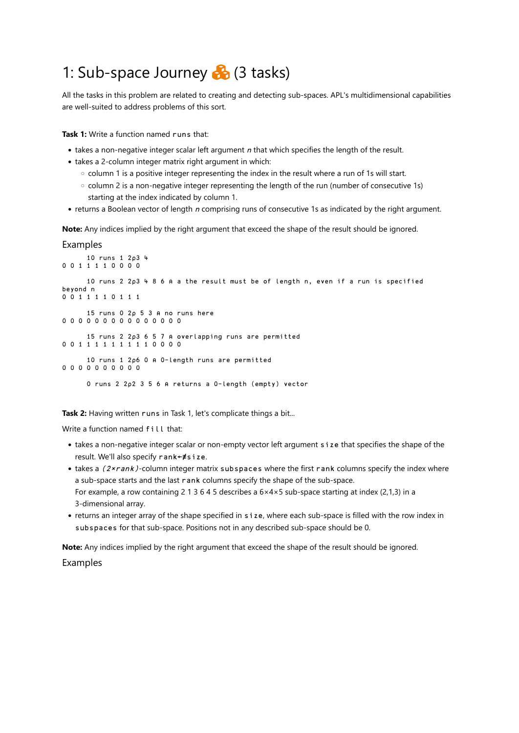# 1: Sub-space Journey 📦 (3 tasks)

All the tasks in this problem are related to creating and detecting sub-spaces. APL's multidimensional capabilities are well-suited to address problems of this sort.

**Task 1:** Write a function named `runs` that:

- takes a non-negative integer scalar left argument *n* that which specifies the length of the result.
- takes a 2-column integer matrix right argument in which:
  - column 1 is a positive integer representing the index in the result where a run of 1s will start.
  - column 2 is a non-negative integer representing the length of the run (number of consecutive 1s) starting at the index indicated by column 1.
- returns a Boolean vector of length *n* comprising runs of consecutive 1s as indicated by the right argument.

**Note:** Any indices implied by the right argument that exceed the shape of the result should be ignored.

## Examples

```
      10 runs 1 2⍴3 4
0 0 1 1 1 1 0 0 0 0

      10 runs 2 2⍴3 4 8 6 ⍝ a the result must be of length n, even if a run is specified
beyond n
0 0 1 1 1 1 0 1 1 1

      15 runs 0 2⍴ 5 3 ⍝ no runs here
0 0 0 0 0 0 0 0 0 0 0 0 0 0 0

      15 runs 2 2⍴3 6 5 7 ⍝ overlapping runs are permitted
0 0 1 1 1 1 1 1 1 1 1 0 0 0 0

      10 runs 1 2⍴6 0 ⍝ 0-length runs are permitted
0 0 0 0 0 0 0 0 0 0

      0 runs 2 2⍴2 3 5 6 ⍝ returns a 0-length (empty) vector
```

**Task 2:** Having written `runs` in Task 1, let's complicate things a bit...

Write a function named `fill` that:

- takes a non-negative integer scalar or non-empty vector left argument `size` that specifies the shape of the result. We'll also specify `rank←≢size`.
- takes a *(2×rank)*-column integer matrix `subspaces` where the first `rank` columns specify the index where a sub-space starts and the last `rank` columns specify the shape of the sub-space.
  For example, a row containing 2 1 3 6 4 5 describes a 6×4×5 sub-space starting at index (2,1,3) in a 3-dimensional array.
- returns an integer array of the shape specified in `size`, where each sub-space is filled with the row index in `subspaces` for that sub-space. Positions not in any described sub-space should be 0.

**Note:** Any indices implied by the right argument that exceed the shape of the result should be ignored.

## Examples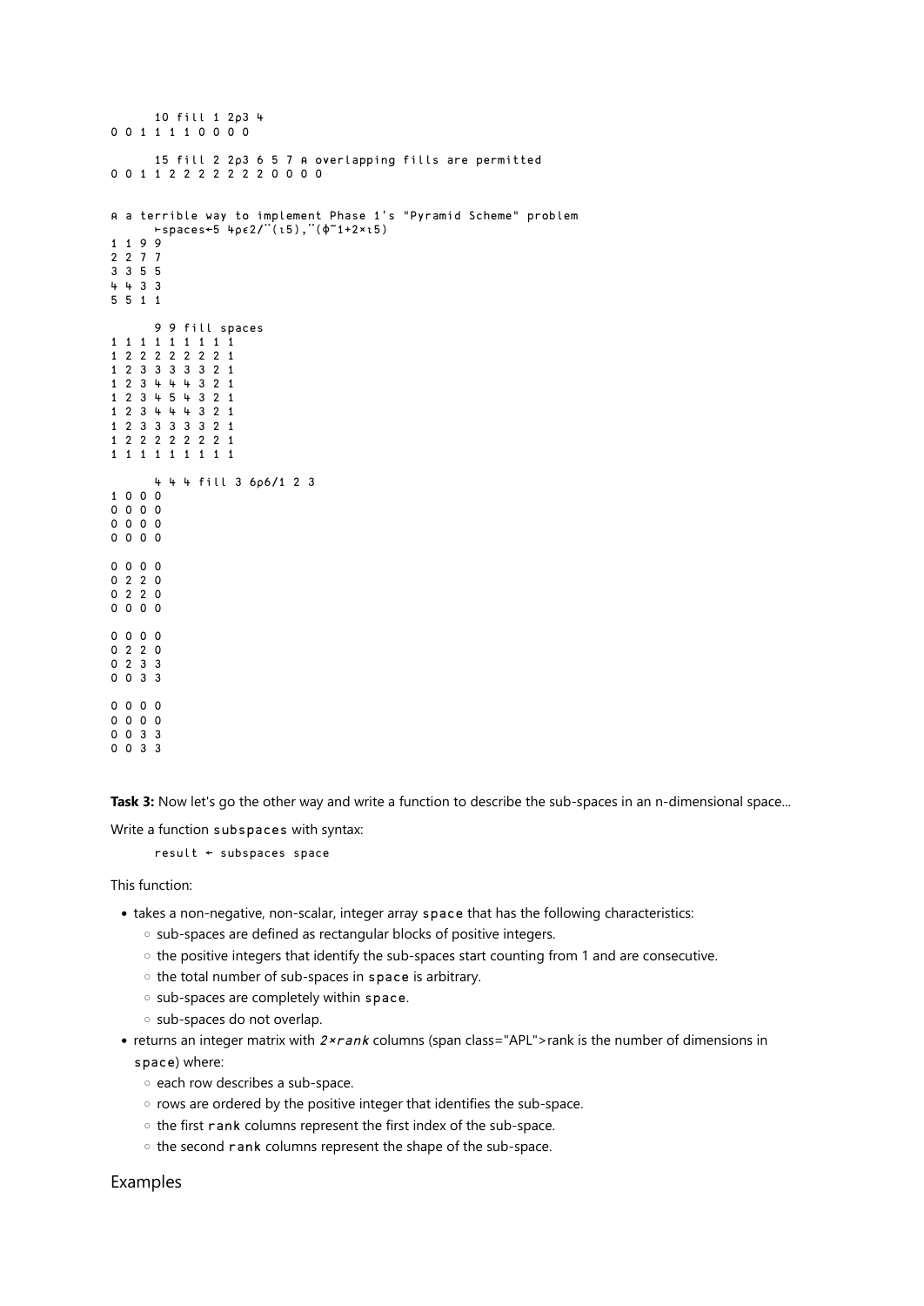```
      10 fill 1 2⍴3 4
0 0 1 1 1 1 0 0 0 0

      15 fill 2 2⍴3 6 5 7 ⍝ overlapping fills are permitted
0 0 1 1 2 2 2 2 2 2 2 0 0 0 0


⍝ a terrible way to implement Phase 1's "Pyramid Scheme" problem
      ⊢spaces←5 4⍴∊2/¨(⍳5),¨(⌽¯1+2×⍳5)
1 1 9 9
2 2 7 7
3 3 5 5
4 4 3 3
5 5 1 1

      9 9 fill spaces
1 1 1 1 1 1 1 1 1
1 2 2 2 2 2 2 2 1
1 2 3 3 3 3 3 2 1
1 2 3 4 4 4 3 2 1
1 2 3 4 5 4 3 2 1
1 2 3 4 4 4 3 2 1
1 2 3 3 3 3 3 2 1
1 2 2 2 2 2 2 2 1
1 1 1 1 1 1 1 1 1

      4 4 4 fill 3 6⍴6/1 2 3
1 0 0 0
0 0 0 0
0 0 0 0
0 0 0 0

0 0 0 0
0 2 2 0
0 2 2 0
0 0 0 0

0 0 0 0
0 2 2 0
0 2 3 3
0 0 3 3

0 0 0 0
0 0 0 0
0 0 3 3
0 0 3 3
```

**Task 3:** Now let's go the other way and write a function to describe the sub-spaces in an n-dimensional space...

Write a function `subspaces` with syntax:

```
      result ← subspaces space
```

This function:

- takes a non-negative, non-scalar, integer array `space` that has the following characteristics:
  - sub-spaces are defined as rectangular blocks of positive integers.
  - the positive integers that identify the sub-spaces start counting from 1 and are consecutive.
  - the total number of sub-spaces in `space` is arbitrary.
  - sub-spaces are completely within `space`.
  - sub-spaces do not overlap.
- returns an integer matrix with *2×rank* columns (span class="APL">rank is the number of dimensions in `space`) where:
  - each row describes a sub-space.
  - rows are ordered by the positive integer that identifies the sub-space.
  - the first `rank` columns represent the first index of the sub-space.
  - the second `rank` columns represent the shape of the sub-space.

## Examples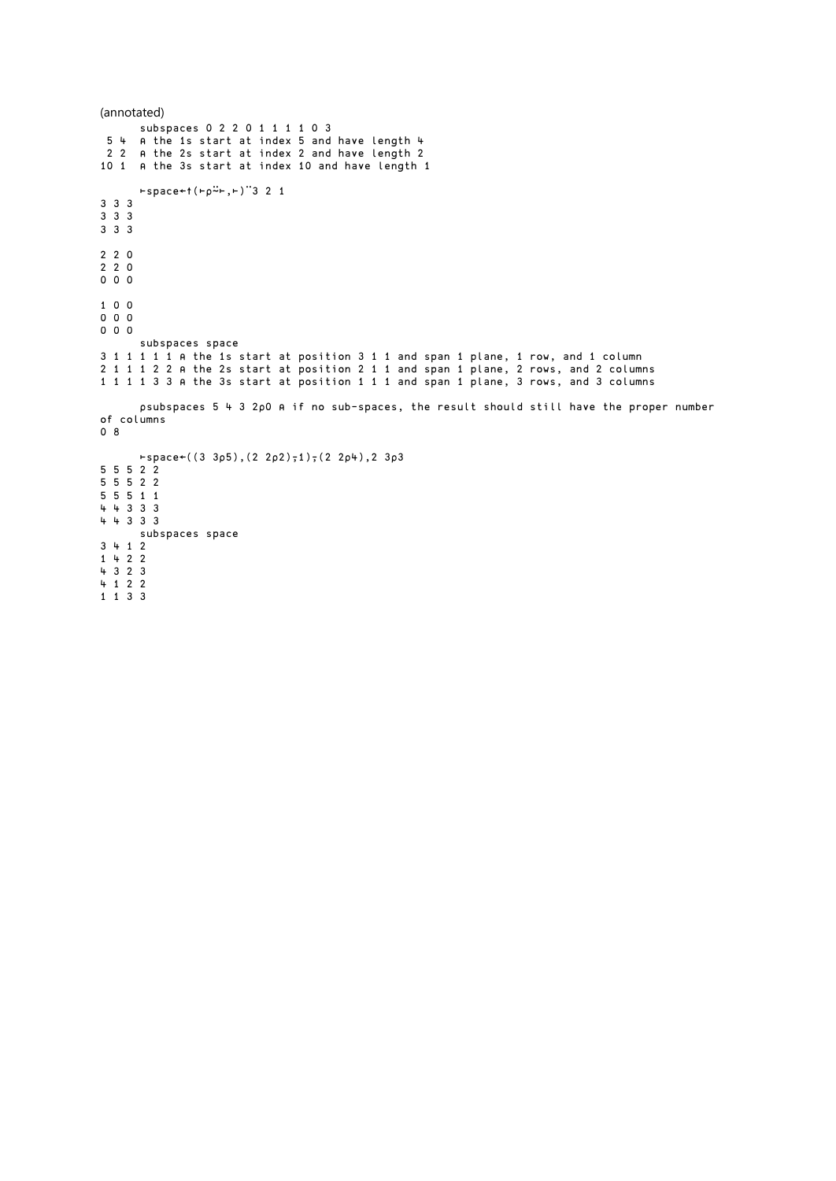(annotated)

```
      subspaces 0 2 2 0 1 1 1 1 0 3
 5 4  ⍝ the 1s start at index 5 and have length 4
 2 2  ⍝ the 2s start at index 2 and have length 2
10 1  ⍝ the 3s start at index 10 and have length 1

      ⊢space←↑(⊢⍴⍨⊢,⊢)¨3 2 1
3 3 3
3 3 3
3 3 3

2 2 0
2 2 0
0 0 0

1 0 0
0 0 0
0 0 0
      subspaces space
3 1 1 1 1 1 ⍝ the 1s start at position 3 1 1 and span 1 plane, 1 row, and 1 column
2 1 1 1 2 2 ⍝ the 2s start at position 2 1 1 and span 1 plane, 2 rows, and 2 columns
1 1 1 1 3 3 ⍝ the 3s start at position 1 1 1 and span 1 plane, 3 rows, and 3 columns

      ⍴subspaces 5 4 3 2⍴0 ⍝ if no sub-spaces, the result should still have the proper number
of columns
0 8

      ⊢space←((3 3⍴5),(2 2⍴2)⍪1)⍪(2 2⍴4),2 3⍴3
5 5 5 2 2
5 5 5 2 2
5 5 5 1 1
4 4 3 3 3
4 4 3 3 3
      subspaces space
3 4 1 2
1 4 2 2
4 3 2 3
4 1 2 2
1 1 3 3
```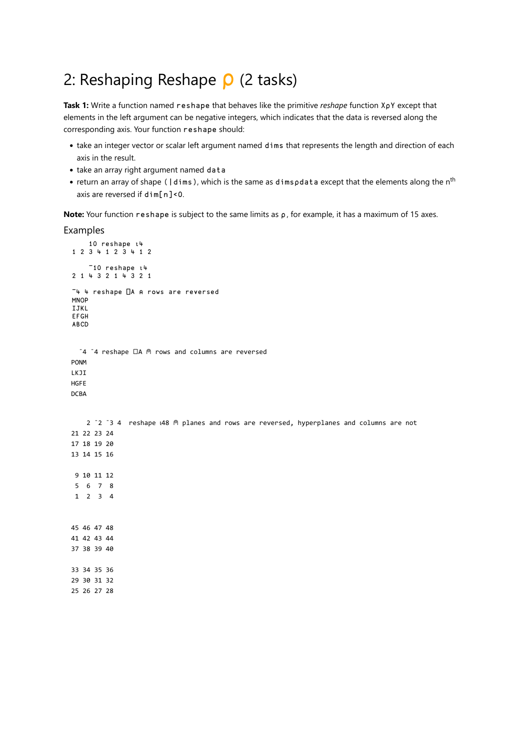# 2: Reshaping Reshape ⍴ (2 tasks)

**Task 1:** Write a function named `reshape` that behaves like the primitive *reshape* function `X⍴Y` except that elements in the left argument can be negative integers, which indicates that the data is reversed along the corresponding axis. Your function `reshape` should:

- take an integer vector or scalar left argument named `dims` that represents the length and direction of each axis in the result.
- take an array right argument named `data`
- return an array of shape `(|dims)`, which is the same as `dims⍴data` except that the elements along the n^th axis are reversed if `dim[n]<0`.

**Note:** Your function `reshape` is subject to the same limits as `⍴`, for example, it has a maximum of 15 axes.

## Examples

```
      10 reshape ⍳4
1 2 3 4 1 2 3 4 1 2

      ¯10 reshape ⍳4
2 1 4 3 2 1 4 3 2 1

¯4 4 reshape ⎕A ⍝ rows are reversed
MNOP
IJKL
EFGH
ABCD


   ¯4 ¯4 reshape ⎕A ⍝ rows and columns are reversed
PONM
LKJI
HGFE
DCBA


     2 ¯2 ¯3 4  reshape ⍳48 ⍝ planes and rows are reversed, hyperplanes and columns are not
21 22 23 24
17 18 19 20
13 14 15 16

 9 10 11 12
 5  6  7  8
 1  2  3  4


45 46 47 48
41 42 43 44
37 38 39 40

33 34 35 36
29 30 31 32
25 26 27 28
```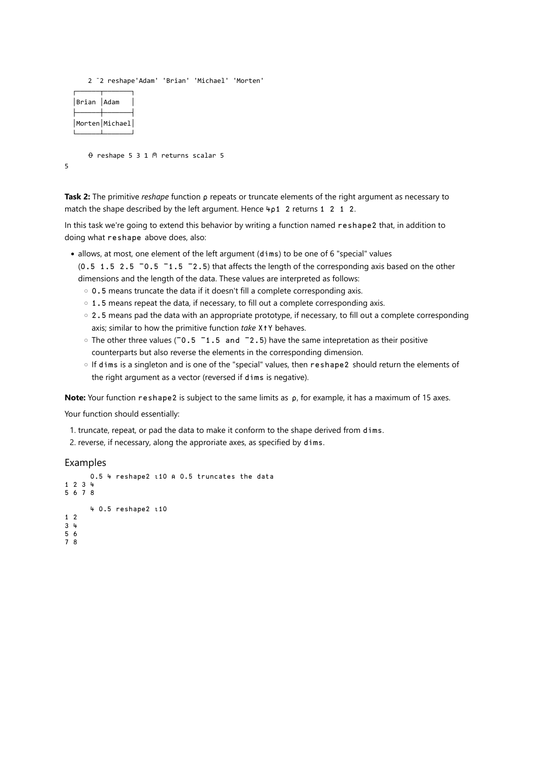```
      2 ¯2 reshape'Adam' 'Brian' 'Michael' 'Morten'
┌──────┬───────┐
│Brian │Adam   │
├──────┼───────┤
│Morten│Michael│
└──────┴───────┘

      ⍬ reshape 5 3 1 ⍝ returns scalar 5
5
```

**Task 2:** The primitive *reshape* function `⍴` repeats or truncate elements of the right argument as necessary to match the shape described by the left argument. Hence `4⍴1 2` returns `1 2 1 2`.

In this task we're going to extend this behavior by writing a function named `reshape2` that, in addition to doing what `reshape` above does, also:

- allows, at most, one element of the left argument (`dims`) to be one of 6 "special" values (`0.5 1.5 2.5 ¯0.5 ¯1.5 ¯2.5`) that affects the length of the corresponding axis based on the other dimensions and the length of the data. These values are interpreted as follows:
  - `0.5` means truncate the data if it doesn't fill a complete corresponding axis.
  - `1.5` means repeat the data, if necessary, to fill out a complete corresponding axis.
  - `2.5` means pad the data with an appropriate prototype, if necessary, to fill out a complete corresponding axis; similar to how the primitive function *take* `X↑Y` behaves.
  - The other three values (`¯0.5 ¯1.5 and ¯2.5`) have the same intepretation as their positive counterparts but also reverse the elements in the corresponding dimension.
  - If `dims` is a singleton and is one of the "special" values, then `reshape2` should return the elements of the right argument as a vector (reversed if `dims` is negative).

**Note:** Your function `reshape2` is subject to the same limits as `⍴`, for example, it has a maximum of 15 axes.

Your function should essentially:

1. truncate, repeat, or pad the data to make it conform to the shape derived from `dims`.
2. reverse, if necessary, along the approriate axes, as specified by `dims`.

## Examples

```
      0.5 4 reshape2 ⍳10 ⍝ 0.5 truncates the data
1 2 3 4
5 6 7 8

      4 0.5 reshape2 ⍳10
1 2
3 4
5 6
7 8
```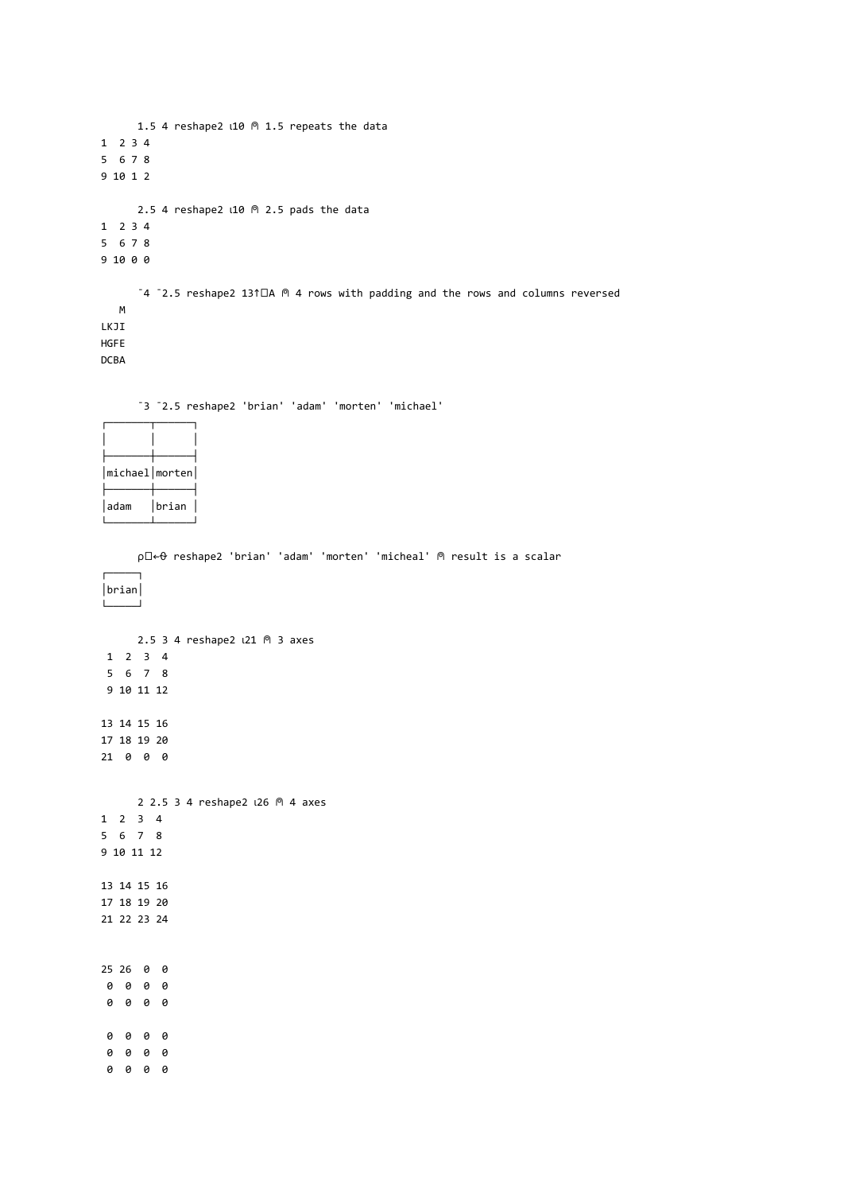```
      1.5 4 reshape2 ⍳10 ⍝ 1.5 repeats the data
1  2 3 4
5  6 7 8
9 10 1 2

      2.5 4 reshape2 ⍳10 ⍝ 2.5 pads the data
1  2 3 4
5  6 7 8
9 10 0 0

      ¯4 ¯2.5 reshape2 13↑⎕A ⍝ 4 rows with padding and the rows and columns reversed
   M
LKJI
HGFE
DCBA


      ¯3 ¯2.5 reshape2 'brian' 'adam' 'morten' 'michael'
┌───────┬──────┐
│       │      │
├───────┼──────┤
│michael│morten│
├───────┼──────┤
│adam   │brian │
└───────┴──────┘


      ρ⎕←⍬ reshape2 'brian' 'adam' 'morten' 'micheal' ⍝ result is a scalar
┌─────┐
│brian│
└─────┘


      2.5 3 4 reshape2 ⍳21 ⍝ 3 axes
 1  2  3  4
 5  6  7  8
 9 10 11 12

13 14 15 16
17 18 19 20
21  0  0  0


      2 2.5 3 4 reshape2 ⍳26 ⍝ 4 axes
1  2  3  4
5  6  7  8
9 10 11 12

13 14 15 16
17 18 19 20
21 22 23 24


25 26  0  0
 0  0  0  0
 0  0  0  0

 0  0  0  0
 0  0  0  0
 0  0  0  0
```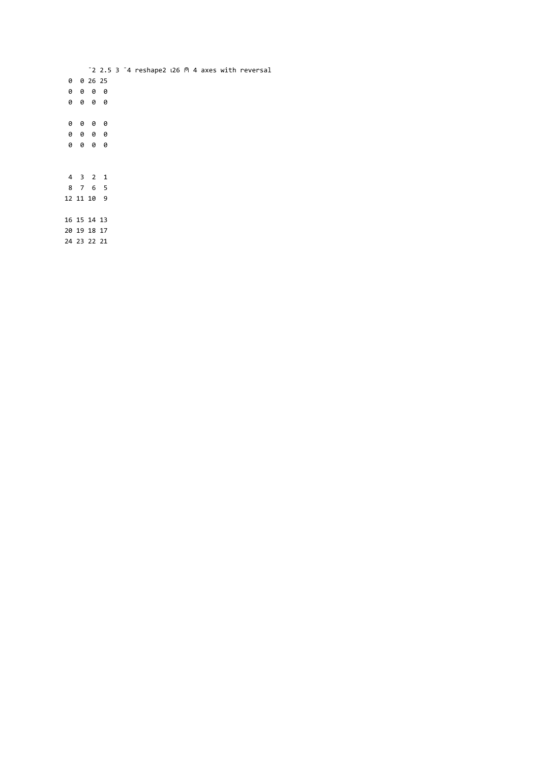```
      ¯2 2.5 3 ¯4 reshape2 ⍳26 ⍝ 4 axes with reversal
 0  0 26 25
 0  0  0  0
 0  0  0  0

 0  0  0  0
 0  0  0  0
 0  0  0  0


 4  3  2  1
 8  7  6  5
12 11 10  9

16 15 14 13
20 19 18 17
24 23 22 21
```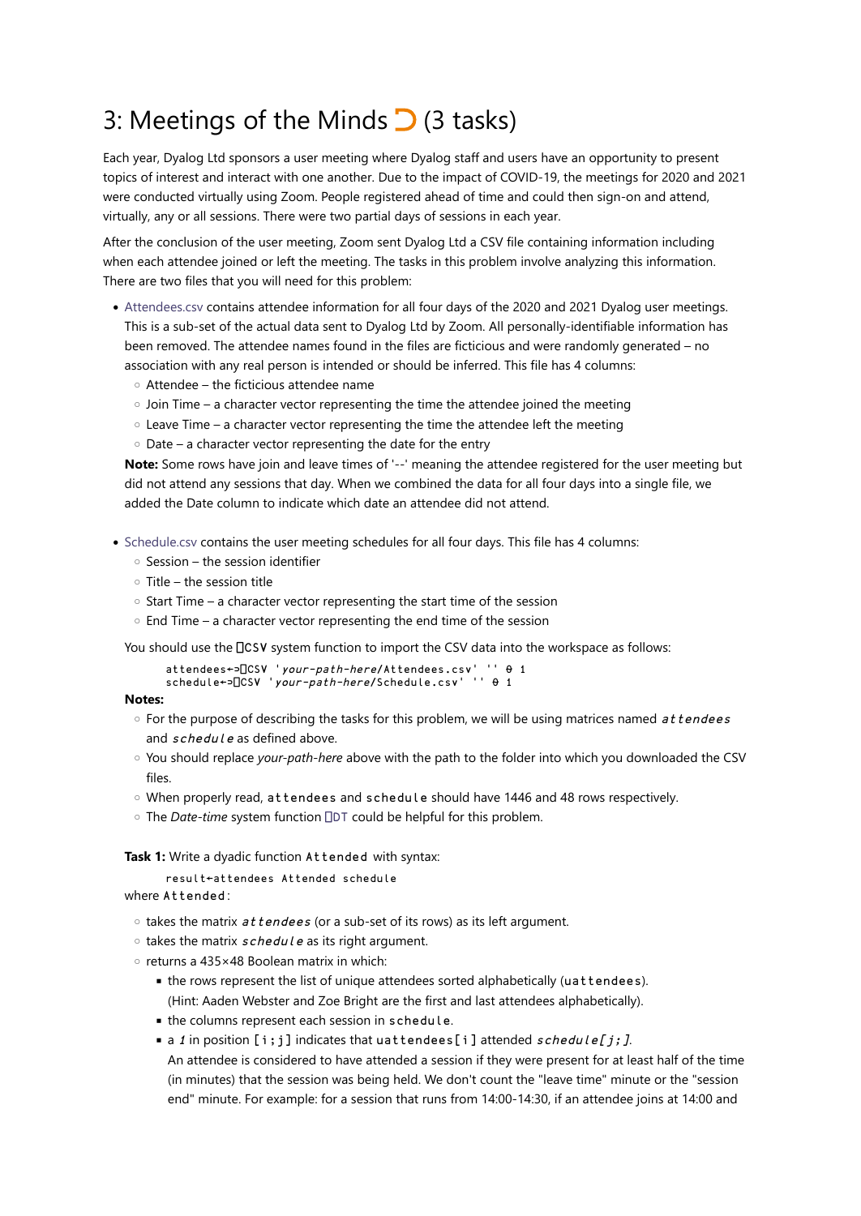# 3: Meetings of the Minds ⊃ (3 tasks)

Each year, Dyalog Ltd sponsors a user meeting where Dyalog staff and users have an opportunity to present topics of interest and interact with one another. Due to the impact of COVID-19, the meetings for 2020 and 2021 were conducted virtually using Zoom. People registered ahead of time and could then sign-on and attend, virtually, any or all sessions. There were two partial days of sessions in each year.

After the conclusion of the user meeting, Zoom sent Dyalog Ltd a CSV file containing information including when each attendee joined or left the meeting. The tasks in this problem involve analyzing this information. There are two files that you will need for this problem:

- Attendees.csv contains attendee information for all four days of the 2020 and 2021 Dyalog user meetings. This is a sub-set of the actual data sent to Dyalog Ltd by Zoom. All personally-identifiable information has been removed. The attendee names found in the files are ficticious and were randomly generated – no association with any real person is intended or should be inferred. This file has 4 columns:
  - Attendee – the ficticious attendee name
  - Join Time – a character vector representing the time the attendee joined the meeting
  - Leave Time – a character vector representing the time the attendee left the meeting
  - Date – a character vector representing the date for the entry

  **Note:** Some rows have join and leave times of '--' meaning the attendee registered for the user meeting but did not attend any sessions that day. When we combined the data for all four days into a single file, we added the Date column to indicate which date an attendee did not attend.

- Schedule.csv contains the user meeting schedules for all four days. This file has 4 columns:
  - Session – the session identifier
  - Title – the session title
  - Start Time – a character vector representing the start time of the session
  - End Time – a character vector representing the end time of the session

  You should use the ⎕CSV system function to import the CSV data into the workspace as follows:

  ```
  attendees←⊃⎕CSV 'your-path-here/Attendees.csv' '' ⍬ 1
  schedule←⊃⎕CSV 'your-path-here/Schedule.csv' '' ⍬ 1
  ```

  **Notes:**
  - For the purpose of describing the tasks for this problem, we will be using matrices named *attendees* and *schedule* as defined above.
  - You should replace *your-path-here* above with the path to the folder into which you downloaded the CSV files.
  - When properly read, `attendees` and `schedule` should have 1446 and 48 rows respectively.
  - The *Date-time* system function ⎕DT could be helpful for this problem.

  **Task 1:** Write a dyadic function `Attended` with syntax:

  ```
  result←attendees Attended schedule
  ```

  where `Attended`:

  - takes the matrix *attendees* (or a sub-set of its rows) as its left argument.
  - takes the matrix *schedule* as its right argument.
  - returns a 435×48 Boolean matrix in which:
    - the rows represent the list of unique attendees sorted alphabetically (`uattendees`). (Hint: Aaden Webster and Zoe Bright are the first and last attendees alphabetically).
    - the columns represent each session in `schedule`.
    - a *1* in position `[i;j]` indicates that `uattendees[i]` attended *schedule[j;]*. An attendee is considered to have attended a session if they were present for at least half of the time (in minutes) that the session was being held. We don't count the "leave time" minute or the "session end" minute. For example: for a session that runs from 14:00-14:30, if an attendee joins at 14:00 and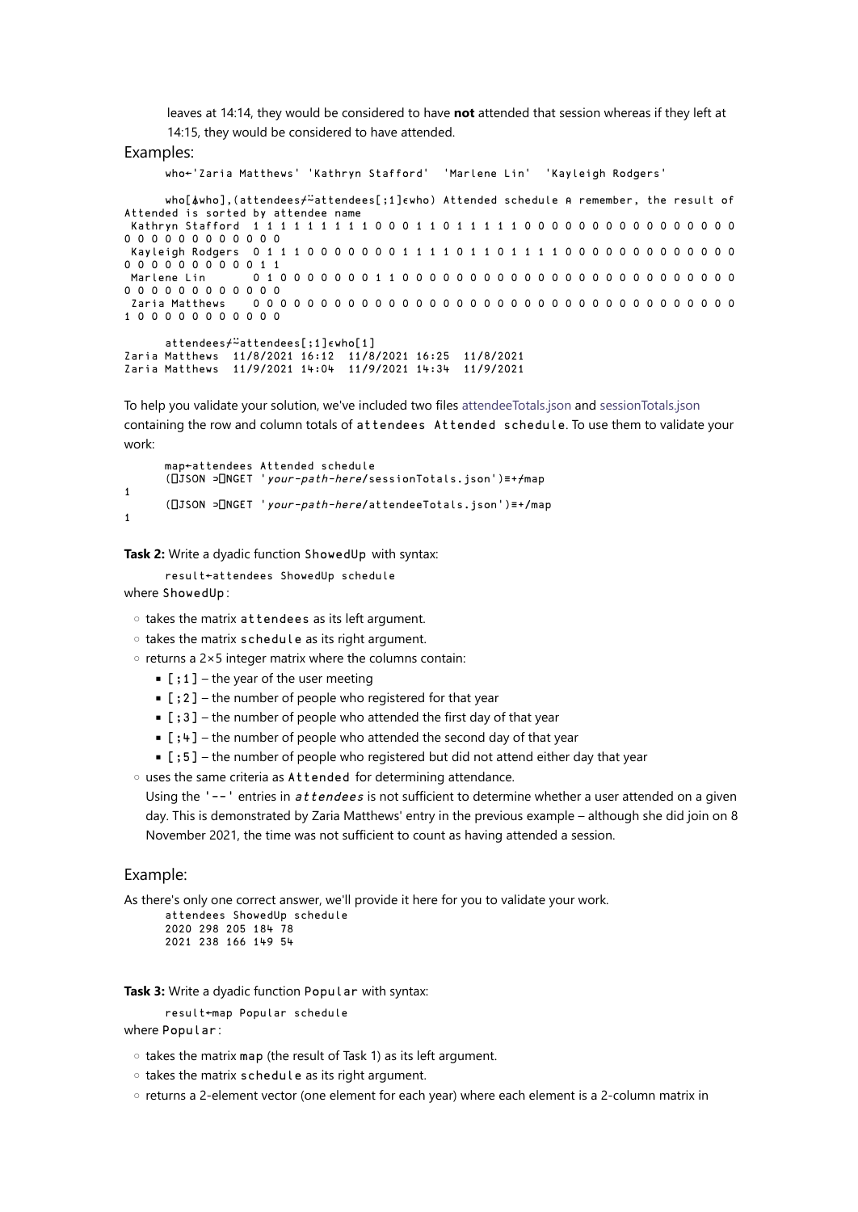leaves at 14:14, they would be considered to have **not** attended that session whereas if they left at 14:15, they would be considered to have attended.

Examples:

```
      who←'Zaria Matthews' 'Kathryn Stafford'  'Marlene Lin'  'Kayleigh Rodgers'

      who[⍋who],(attendees⌿⍨attendees[;1]∊who) Attended schedule ⍝ remember, the result of Attended is sorted by attendee name
 Kathryn Stafford  1 1 1 1 1 1 1 1 0 0 0 1 1 0 1 1 1 1 1 0 0 0 0 0 0 0 0 0 0 0 0 0 0 0 0 0 0 0 0 0 0 0 0 0 0
 Kayleigh Rodgers  0 1 1 1 0 0 0 0 0 0 0 1 1 1 1 0 1 1 0 1 1 1 1 0 0 0 0 0 0 0 0 0 0 0 0 0 0 0 0 0 0 0 0 0 1 1
 Marlene Lin       0 1 0 0 0 0 0 0 0 1 1 0 0 0 0 0 0 0 0 0 0 0 0 0 0 0 0 0 0 0 0 0 0 0 0 0 0 0 0 0 0 0 0 0 0
 Zaria Matthews    0 0 0 0 0 0 0 0 0 0 0 0 0 0 0 0 0 0 0 0 0 0 0 0 0 0 0 0 0 0 0 0 0 0 1 0 0 0 0 0 0 0 0 0 0

      attendees⌿⍨attendees[;1]∊who[1]
Zaria Matthews  11/8/2021 16:12  11/8/2021 16:25  11/8/2021
Zaria Matthews  11/9/2021 14:04  11/9/2021 14:34  11/9/2021
```

To help you validate your solution, we've included two files attendeeTotals.json and sessionTotals.json containing the row and column totals of `attendees Attended schedule`. To use them to validate your work:

```
      map←attendees Attended schedule
      (⎕JSON ⊃⎕NGET 'your-path-here/sessionTotals.json')≡+⌿map
1
      (⎕JSON ⊃⎕NGET 'your-path-here/attendeeTotals.json')≡+/map
1
```

**Task 2:** Write a dyadic function `ShowedUp` with syntax:

```
      result←attendees ShowedUp schedule
```

where `ShowedUp`:

- takes the matrix `attendees` as its left argument.
- takes the matrix `schedule` as its right argument.
- returns a 2×5 integer matrix where the columns contain:
  - `[;1]` – the year of the user meeting
  - `[;2]` – the number of people who registered for that year
  - `[;3]` – the number of people who attended the first day of that year
  - `[;4]` – the number of people who attended the second day of that year
  - `[;5]` – the number of people who registered but did not attend either day that year
- uses the same criteria as `Attended` for determining attendance.
  Using the `'--'` entries in *attendees* is not sufficient to determine whether a user attended on a given day. This is demonstrated by Zaria Matthews' entry in the previous example – although she did join on 8 November 2021, the time was not sufficient to count as having attended a session.

Example:

As there's only one correct answer, we'll provide it here for you to validate your work.

```
      attendees ShowedUp schedule
      2020 298 205 184 78
      2021 238 166 149 54
```

**Task 3:** Write a dyadic function `Popular` with syntax:

```
      result←map Popular schedule
```

where `Popular`:

- takes the matrix `map` (the result of Task 1) as its left argument.
- takes the matrix `schedule` as its right argument.
- returns a 2-element vector (one element for each year) where each element is a 2-column matrix in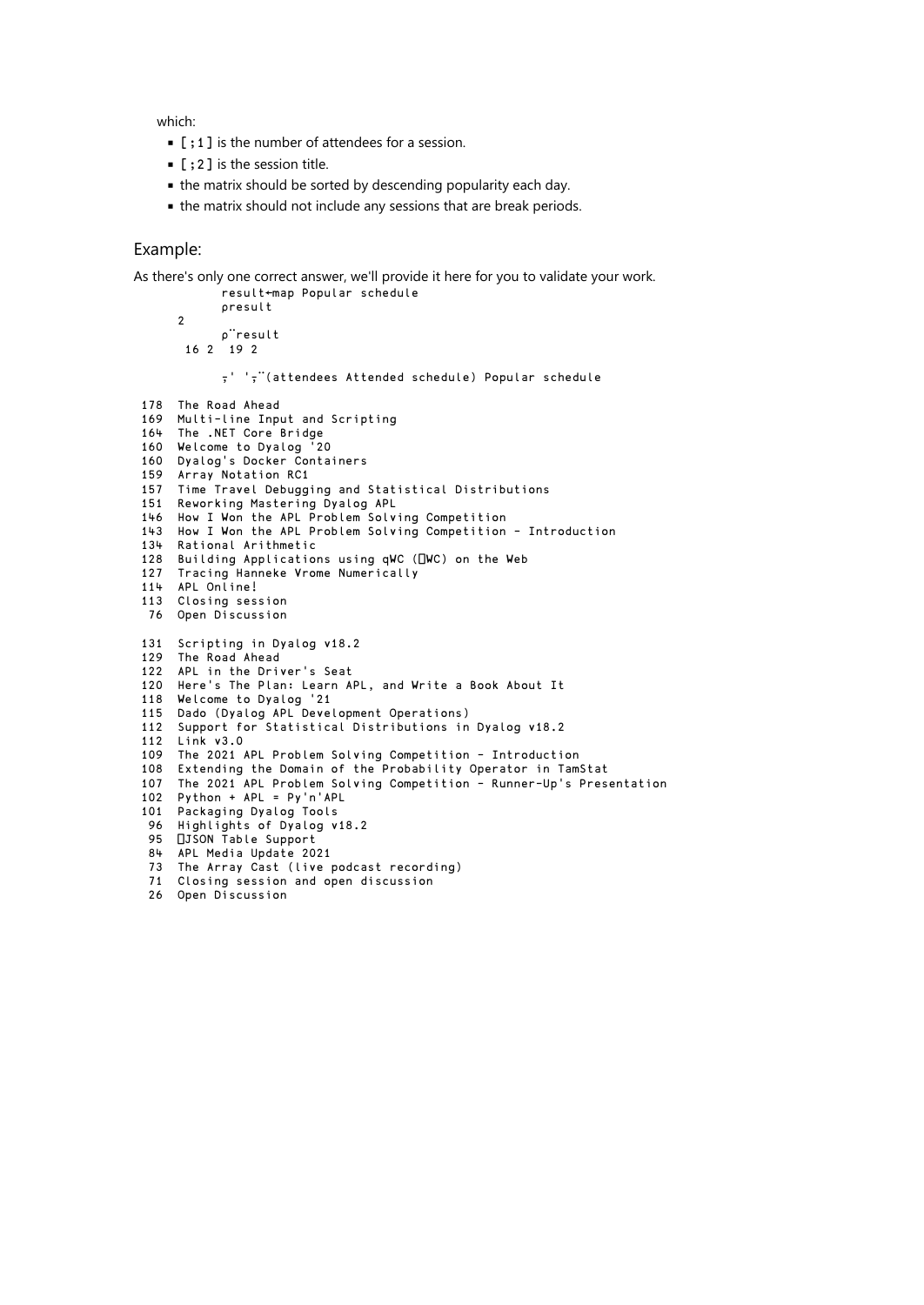which:

- `[;1]` is the number of attendees for a session.
- `[;2]` is the session title.
- the matrix should be sorted by descending popularity each day.
- the matrix should not include any sessions that are break periods.

## Example:

As there's only one correct answer, we'll provide it here for you to validate your work.

```
      result←map Popular schedule
      ⍴result
2
      ⍴¨result
 16 2  19 2

      ⍪' '⍪¨(attendees Attended schedule) Popular schedule

 178  The Road Ahead
 169  Multi-line Input and Scripting
 164  The .NET Core Bridge
 160  Welcome to Dyalog '20
 160  Dyalog's Docker Containers
 159  Array Notation RC1
 157  Time Travel Debugging and Statistical Distributions
 151  Reworking Mastering Dyalog APL
 146  How I Won the APL Problem Solving Competition
 143  How I Won the APL Problem Solving Competition - Introduction
 134  Rational Arithmetic
 128  Building Applications using qWC (⎕WC) on the Web
 127  Tracing Hanneke Vrome Numerically
 114  APL Online!
 113  Closing session
  76  Open Discussion

 131  Scripting in Dyalog v18.2
 129  The Road Ahead
 122  APL in the Driver's Seat
 120  Here's The Plan: Learn APL, and Write a Book About It
 118  Welcome to Dyalog '21
 115  Dado (Dyalog APL Development Operations)
 112  Support for Statistical Distributions in Dyalog v18.2
 112  Link v3.0
 109  The 2021 APL Problem Solving Competition - Introduction
 108  Extending the Domain of the Probability Operator in TamStat
 107  The 2021 APL Problem Solving Competition - Runner-Up's Presentation
 102  Python + APL = Py'n'APL
 101  Packaging Dyalog Tools
  96  Highlights of Dyalog v18.2
  95  ⎕JSON Table Support
  84  APL Media Update 2021
  73  The Array Cast (live podcast recording)
  71  Closing session and open discussion
  26  Open Discussion
```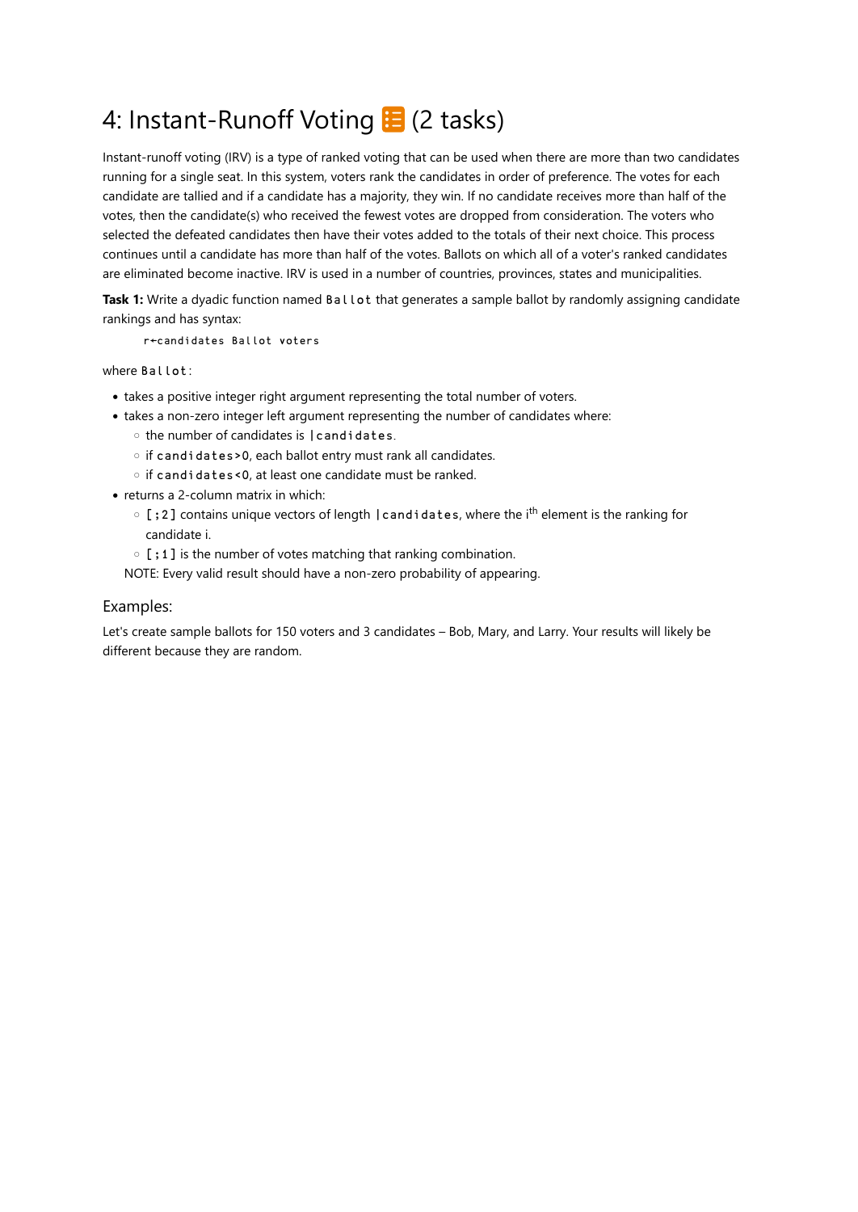# 4: Instant-Runoff Voting (2 tasks)

Instant-runoff voting (IRV) is a type of ranked voting that can be used when there are more than two candidates running for a single seat. In this system, voters rank the candidates in order of preference. The votes for each candidate are tallied and if a candidate has a majority, they win. If no candidate receives more than half of the votes, then the candidate(s) who received the fewest votes are dropped from consideration. The voters who selected the defeated candidates then have their votes added to the totals of their next choice. This process continues until a candidate has more than half of the votes. Ballots on which all of a voter's ranked candidates are eliminated become inactive. IRV is used in a number of countries, provinces, states and municipalities.

**Task 1:** Write a dyadic function named `Ballot` that generates a sample ballot by randomly assigning candidate rankings and has syntax:

```
r←candidates Ballot voters
```

where `Ballot`:

- takes a positive integer right argument representing the total number of voters.
- takes a non-zero integer left argument representing the number of candidates where:
  - the number of candidates is `|candidates`.
  - if `candidates>0`, each ballot entry must rank all candidates.
  - if `candidates<0`, at least one candidate must be ranked.
- returns a 2-column matrix in which:
  - `[;2]` contains unique vectors of length `|candidates`, where the i[th] element is the ranking for candidate i.
  - `[;1]` is the number of votes matching that ranking combination.

  NOTE: Every valid result should have a non-zero probability of appearing.

## Examples:

Let's create sample ballots for 150 voters and 3 candidates – Bob, Mary, and Larry. Your results will likely be different because they are random.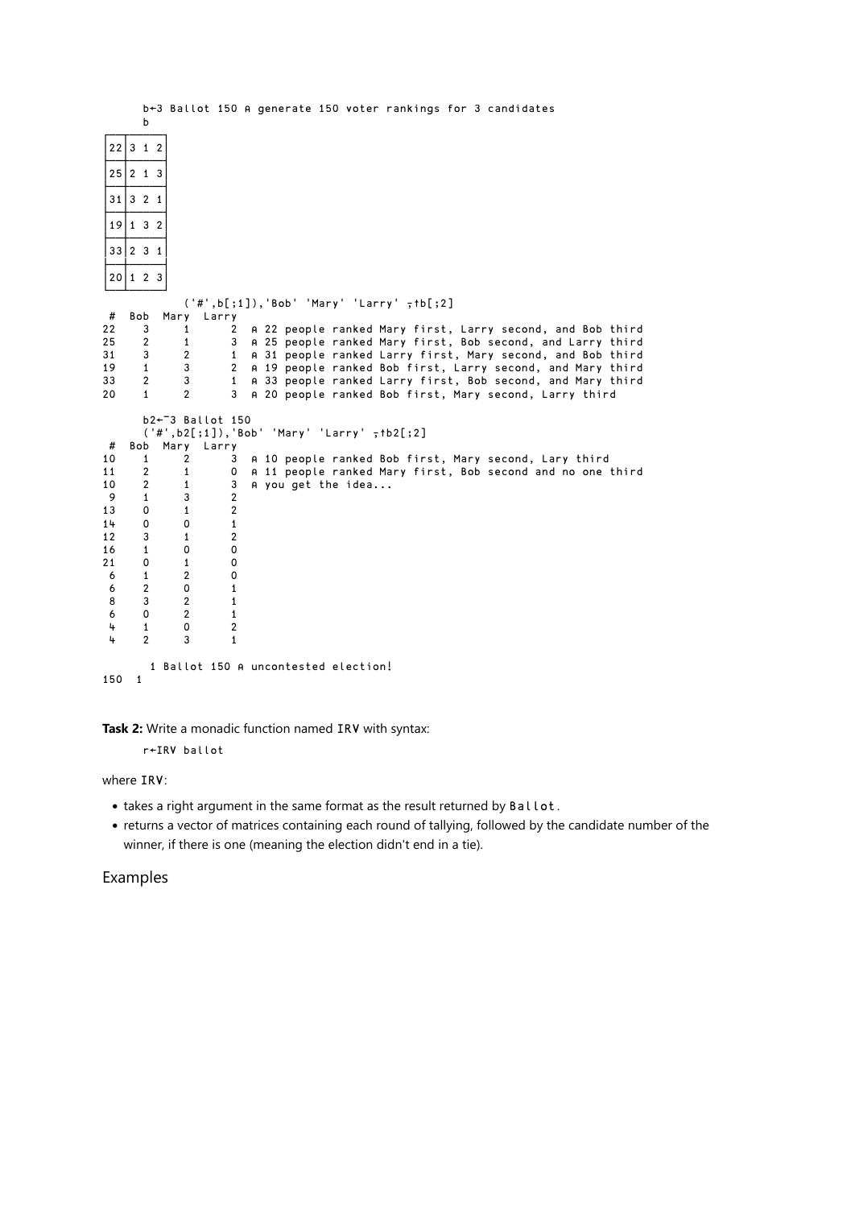```
      b←3 Ballot 150 ⍝ generate 150 voter rankings for 3 candidates
      b
┌──┬─────┐
│22│3 1 2│
├──┼─────┤
│25│2 1 3│
├──┼─────┤
│31│3 2 1│
├──┼─────┤
│19│1 3 2│
├──┼─────┤
│33│2 3 1│
├──┼─────┤
│20│1 2 3│
└──┴─────┘
            ('#',b[;1]),'Bob' 'Mary' 'Larry' ⍪↑b[;2]
 #  Bob  Mary  Larry
22   3    1     2  ⍝ 22 people ranked Mary first, Larry second, and Bob third
25   2    1     3  ⍝ 25 people ranked Mary first, Bob second, and Larry third
31   3    2     1  ⍝ 31 people ranked Larry first, Mary second, and Bob third
19   1    3     2  ⍝ 19 people ranked Bob first, Larry second, and Mary third
33   2    3     1  ⍝ 33 people ranked Larry first, Bob second, and Mary third
20   1    2     3  ⍝ 20 people ranked Bob first, Mary second, Larry third

      b2←¯3 Ballot 150
      ('#',b2[;1]),'Bob' 'Mary' 'Larry' ⍪↑b2[;2]
 #  Bob  Mary  Larry
10   1    2     3  ⍝ 10 people ranked Bob first, Mary second, Lary third
11   2    1     0  ⍝ 11 people ranked Mary first, Bob second and no one third
10   2    1     3  ⍝ you get the idea...
 9   1    3     2
13   0    1     2
14   0    0     1
12   3    1     2
16   1    0     0
21   0    1     0
 6   1    2     0
 6   2    0     1
 8   3    2     1
 6   0    2     1
 4   1    0     2
 4   2    3     1

       1 Ballot 150 ⍝ uncontested election!
150  1
```

**Task 2:** Write a monadic function named `IRV` with syntax:

```
      r←IRV ballot
```

where `IRV`:

- takes a right argument in the same format as the result returned by `Ballot`.
- returns a vector of matrices containing each round of tallying, followed by the candidate number of the winner, if there is one (meaning the election didn't end in a tie).

## Examples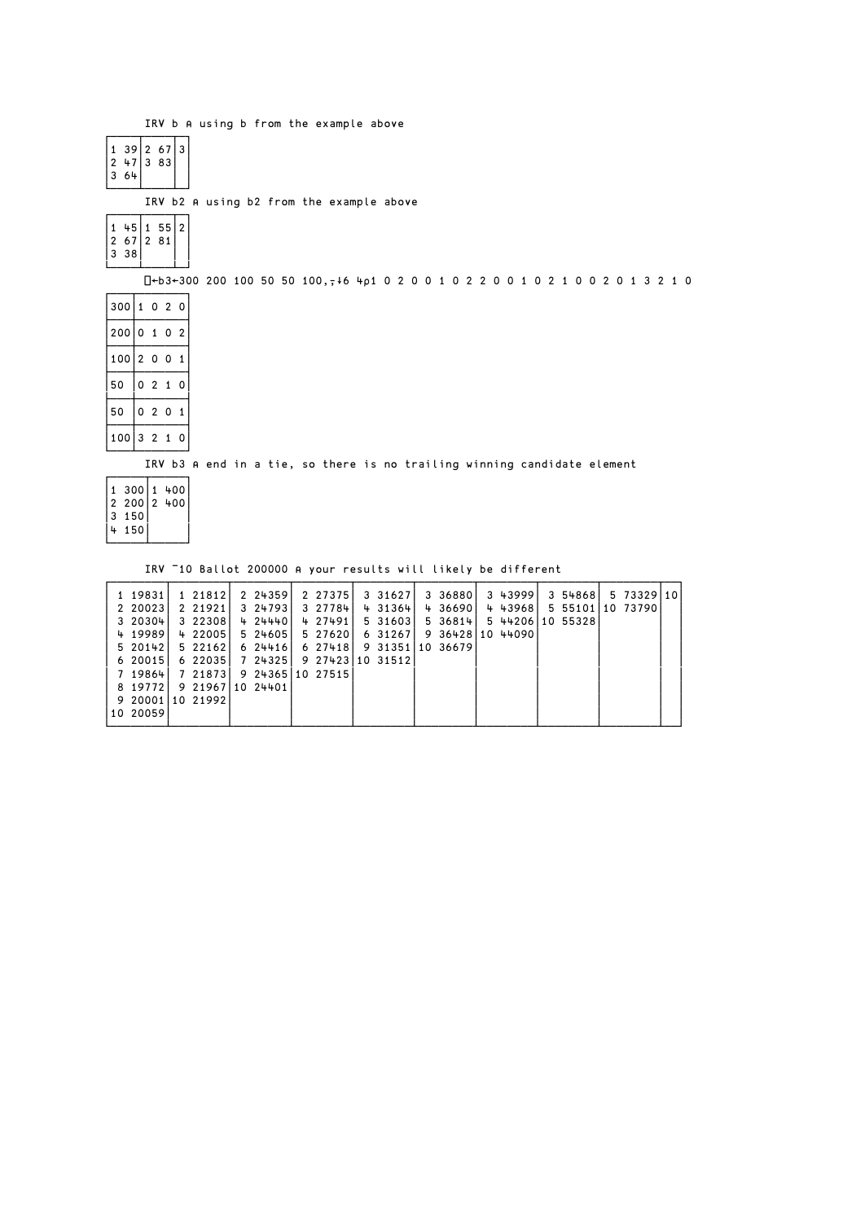```
      IRV b ⍝ using b from the example above
┌────┬────┬─┐
│1 39│2 67│3│
│2 47│3 83│ │
│3 64│    │ │
└────┴────┴─┘
      IRV b2 ⍝ using b2 from the example above
┌────┬────┬─┐
│1 45│1 55│2│
│2 67│2 81│ │
│3 38│    │ │
└────┴────┴─┘
      ⎕←b3←300 200 100 50 50 100,⍪↓6 4⍴1 0 2 0 0 1 0 2 2 0 0 1 0 2 1 0 0 2 0 1 3 2 1 0
┌───┬───────┐
│300│1 0 2 0│
├───┼───────┤
│200│0 1 0 2│
├───┼───────┤
│100│2 0 0 1│
├───┼───────┤
│50 │0 2 1 0│
├───┼───────┤
│50 │0 2 0 1│
├───┼───────┤
│100│3 2 1 0│
└───┴───────┘
      IRV b3 ⍝ end in a tie, so there is no trailing winning candidate element
┌─────┬─────┐
│1 300│1 400│
│2 200│2 400│
│3 150│     │
│4 150│     │
└─────┴─────┘

      IRV ¯10 Ballot 200000 ⍝ your results will likely be different
┌────────┬────────┬────────┬────────┬────────┬────────┬────────┬────────┬────────┬──┐
│ 1 19831│ 1 21812│ 2 24359│ 2 27375│ 3 31627│ 3 36880│ 3 43999│ 3 54868│ 5 73329│10│
│ 2 20023│ 2 21921│ 3 24793│ 3 27784│ 4 31364│ 4 36690│ 4 43968│ 5 55101│10 73790│  │
│ 3 20304│ 3 22308│ 4 24440│ 4 27491│ 5 31603│ 5 36814│ 5 44206│10 55328│        │  │
│ 4 19989│ 4 22005│ 5 24605│ 5 27620│ 6 31267│ 9 36428│10 44090│        │        │  │
│ 5 20142│ 5 22162│ 6 24416│ 6 27418│ 9 31351│10 36679│        │        │        │  │
│ 6 20015│ 6 22035│ 7 24325│ 9 27423│10 31512│        │        │        │        │  │
│ 7 19864│ 7 21873│ 9 24365│10 27515│        │        │        │        │        │  │
│ 8 19772│ 9 21967│10 24401│        │        │        │        │        │        │  │
│ 9 20001│10 21992│        │        │        │        │        │        │        │  │
│10 20059│        │        │        │        │        │        │        │        │  │
└────────┴────────┴────────┴────────┴────────┴────────┴────────┴────────┴────────┴──┘
```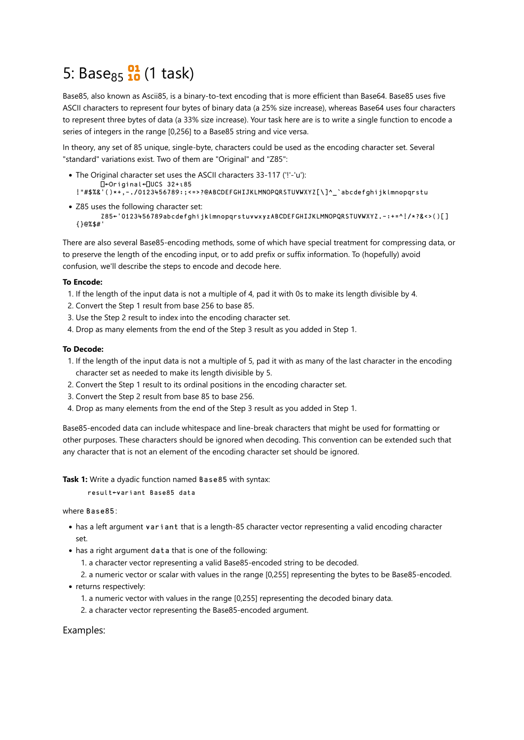# 5: Base$_{85}$ 🔢 (1 task)

Base85, also known as Ascii85, is a binary-to-text encoding that is more efficient than Base64. Base85 uses five ASCII characters to represent four bytes of binary data (a 25% size increase), whereas Base64 uses four characters to represent three bytes of data (a 33% size increase). Your task here are is to write a single function to encode a series of integers in the range [0,256] to a Base85 string and vice versa.

In theory, any set of 85 unique, single-byte, characters could be used as the encoding character set. Several "standard" variations exist. Two of them are "Original" and "Z85":

- The Original character set uses the ASCII characters 33-117 ('!'-'u'):
  ```
  ⎕←Original←⎕UCS 32+⍳85
  !"#$%&'()*+,-./0123456789:;<=>?@ABCDEFGHIJKLMNOPQRSTUVWXYZ[\]^_`abcdefghijklmnopqrstu
  ```
- Z85 uses the following character set:
  ```
  Z85←'0123456789abcdefghijklmnopqrstuvwxyzABCDEFGHIJKLMNOPQRSTUVWXYZ.-:+=^!/*?&<>()[]{}@%$#'
  ```

There are also several Base85-encoding methods, some of which have special treatment for compressing data, or to preserve the length of the encoding input, or to add prefix or suffix information. To (hopefully) avoid confusion, we'll describe the steps to encode and decode here.

**To Encode:**

1. If the length of the input data is not a multiple of 4, pad it with 0s to make its length divisible by 4.
2. Convert the Step 1 result from base 256 to base 85.
3. Use the Step 2 result to index into the encoding character set.
4. Drop as many elements from the end of the Step 3 result as you added in Step 1.

**To Decode:**

1. If the length of the input data is not a multiple of 5, pad it with as many of the last character in the encoding character set as needed to make its length divisible by 5.
2. Convert the Step 1 result to its ordinal positions in the encoding character set.
3. Convert the Step 2 result from base 85 to base 256.
4. Drop as many elements from the end of the Step 3 result as you added in Step 1.

Base85-encoded data can include whitespace and line-break characters that might be used for formatting or other purposes. These characters should be ignored when decoding. This convention can be extended such that any character that is not an element of the encoding character set should be ignored.

**Task 1:** Write a dyadic function named `Base85` with syntax:

```
result←variant Base85 data
```

where `Base85`:

- has a left argument `variant` that is a length-85 character vector representing a valid encoding character set.
- has a right argument `data` that is one of the following:
  1. a character vector representing a valid Base85-encoded string to be decoded.
  2. a numeric vector or scalar with values in the range [0,255] representing the bytes to be Base85-encoded.
- returns respectively:
  1. a numeric vector with values in the range [0,255] representing the decoded binary data.
  2. a character vector representing the Base85-encoded argument.

## Examples: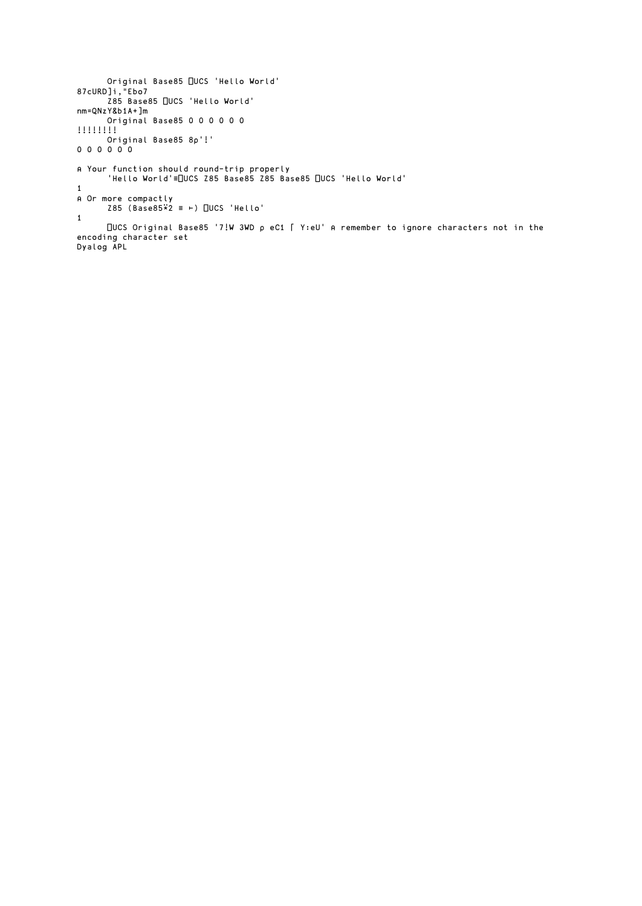```
      Original Base85 ⎕UCS 'Hello World'
87cURD]i,"Ebo7
      Z85 Base85 ⎕UCS 'Hello World'
nm=QNzY&b1A+]m
      Original Base85 0 0 0 0 0 0
!!!!!!!!
      Original Base85 8⍴'!'
0 0 0 0 0 0

⍝ Your function should round-trip properly
      'Hello World'≡⎕UCS Z85 Base85 Z85 Base85 ⎕UCS 'Hello World'
1
⍝ Or more compactly
      Z85 (Base85⍣2 ≡ ⊢) ⎕UCS 'Hello'
1
      ⎕UCS Original Base85 '7!W 3WD ⍴ eC1 ⌈ Y:eU' ⍝ remember to ignore characters not in the encoding character set
Dyalog APL
```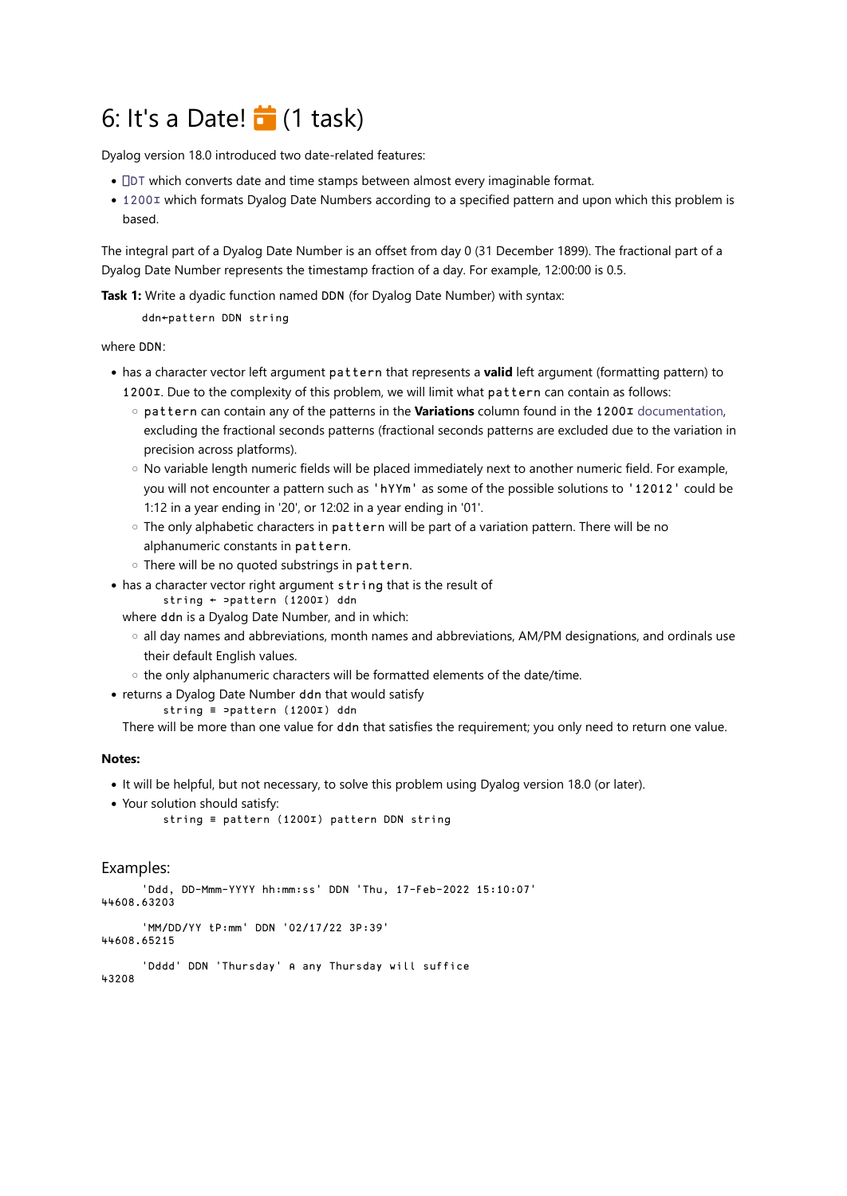# 6: It's a Date! (1 task)

Dyalog version 18.0 introduced two date-related features:

- ⎕DT which converts date and time stamps between almost every imaginable format.
- 1200⌶ which formats Dyalog Date Numbers according to a specified pattern and upon which this problem is based.

The integral part of a Dyalog Date Number is an offset from day 0 (31 December 1899). The fractional part of a Dyalog Date Number represents the timestamp fraction of a day. For example, 12:00:00 is 0.5.

**Task 1:** Write a dyadic function named `DDN` (for Dyalog Date Number) with syntax:

```
ddn←pattern DDN string
```

where `DDN`:

- has a character vector left argument `pattern` that represents a **valid** left argument (formatting pattern) to `1200⌶`. Due to the complexity of this problem, we will limit what `pattern` can contain as follows:
  - `pattern` can contain any of the patterns in the **Variations** column found in the `1200⌶` documentation, excluding the fractional seconds patterns (fractional seconds patterns are excluded due to the variation in precision across platforms).
  - No variable length numeric fields will be placed immediately next to another numeric field. For example, you will not encounter a pattern such as `'hYYm'` as some of the possible solutions to `'12012'` could be 1:12 in a year ending in '20', or 12:02 in a year ending in '01'.
  - The only alphabetic characters in `pattern` will be part of a variation pattern. There will be no alphanumeric constants in `pattern`.
  - There will be no quoted substrings in `pattern`.
- has a character vector right argument `string` that is the result of
  ```
  string ← ⊃pattern (1200⌶) ddn
  ```
  where `ddn` is a Dyalog Date Number, and in which:
  - all day names and abbreviations, month names and abbreviations, AM/PM designations, and ordinals use their default English values.
  - the only alphanumeric characters will be formatted elements of the date/time.
- returns a Dyalog Date Number `ddn` that would satisfy
  ```
  string ≡ ⊃pattern (1200⌶) ddn
  ```
  There will be more than one value for `ddn` that satisfies the requirement; you only need to return one value.

**Notes:**

- It will be helpful, but not necessary, to solve this problem using Dyalog version 18.0 (or later).
- Your solution should satisfy:
  ```
  string ≡ pattern (1200⌶) pattern DDN string
  ```

## Examples:

```
      'Ddd, DD-Mmm-YYYY hh:mm:ss' DDN 'Thu, 17-Feb-2022 15:10:07'
44608.63203

      'MM/DD/YY tP:mm' DDN '02/17/22 3P:39'
44608.65215

      'Dddd' DDN 'Thursday' ⍝ any Thursday will suffice
43208
```